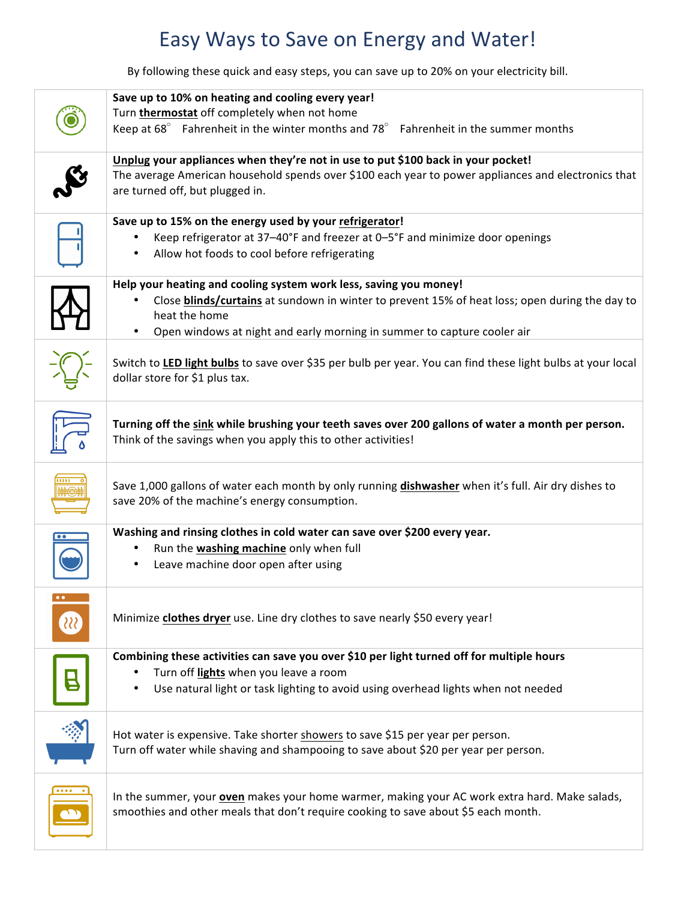# Easy Ways to Save on Energy and Water!

By following these quick and easy steps, you can save up to 20% on your electricity bill.

**Save up to 10% on heating and cooling every year!**
Turn **thermostat** off completely when not home
Keep at 68° Fahrenheit in the winter months and 78° Fahrenheit in the summer months

**Unplug your appliances when they're not in use to put $100 back in your pocket!**
The average American household spends over $100 each year to power appliances and electronics that are turned off, but plugged in.

**Save up to 15% on the energy used by your refrigerator!**

- Keep refrigerator at 37–40°F and freezer at 0–5°F and minimize door openings
- Allow hot foods to cool before refrigerating

**Help your heating and cooling system work less, saving you money!**

- Close **blinds/curtains** at sundown in winter to prevent 15% of heat loss; open during the day to heat the home
- Open windows at night and early morning in summer to capture cooler air

Switch to **LED light bulbs** to save over $35 per bulb per year. You can find these light bulbs at your local dollar store for $1 plus tax.

**Turning off the sink while brushing your teeth saves over 200 gallons of water a month per person.**
Think of the savings when you apply this to other activities!

Save 1,000 gallons of water each month by only running **dishwasher** when it's full. Air dry dishes to save 20% of the machine's energy consumption.

**Washing and rinsing clothes in cold water can save over $200 every year.**

- Run the **washing machine** only when full
- Leave machine door open after using

Minimize **clothes dryer** use. Line dry clothes to save nearly $50 every year!

**Combining these activities can save you over $10 per light turned off for multiple hours**

- Turn off **lights** when you leave a room
- Use natural light or task lighting to avoid using overhead lights when not needed

Hot water is expensive. Take shorter showers to save $15 per year per person.
Turn off water while shaving and shampooing to save about $20 per year per person.

In the summer, your **oven** makes your home warmer, making your AC work extra hard. Make salads, smoothies and other meals that don't require cooking to save about $5 each month.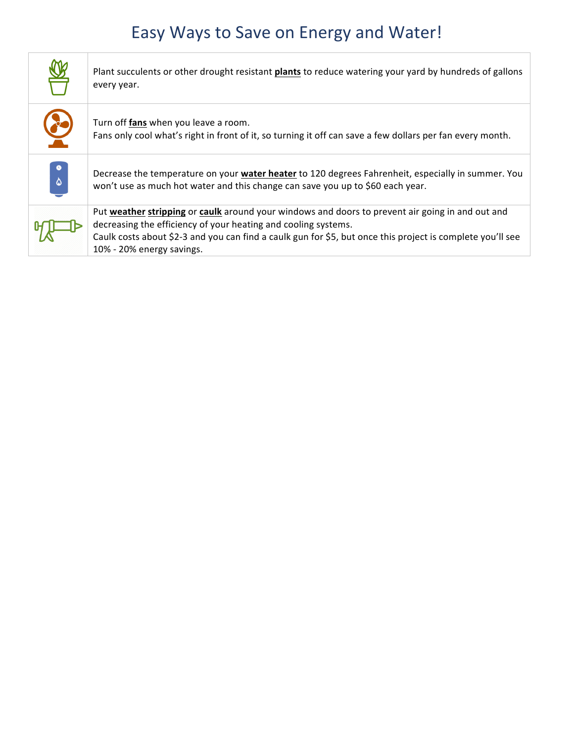# Easy Ways to Save on Energy and Water!

| | |
|---|---|
| | Plant succulents or other drought resistant **plants** to reduce watering your yard by hundreds of gallons every year. |
| | Turn off **fans** when you leave a room.<br>Fans only cool what's right in front of it, so turning it off can save a few dollars per fan every month. |
| | Decrease the temperature on your **water heater** to 120 degrees Fahrenheit, especially in summer. You won't use as much hot water and this change can save you up to $60 each year. |
| | Put **weather stripping** or **caulk** around your windows and doors to prevent air going in and out and decreasing the efficiency of your heating and cooling systems.<br>Caulk costs about $2-3 and you can find a caulk gun for $5, but once this project is complete you'll see 10% - 20% energy savings. |